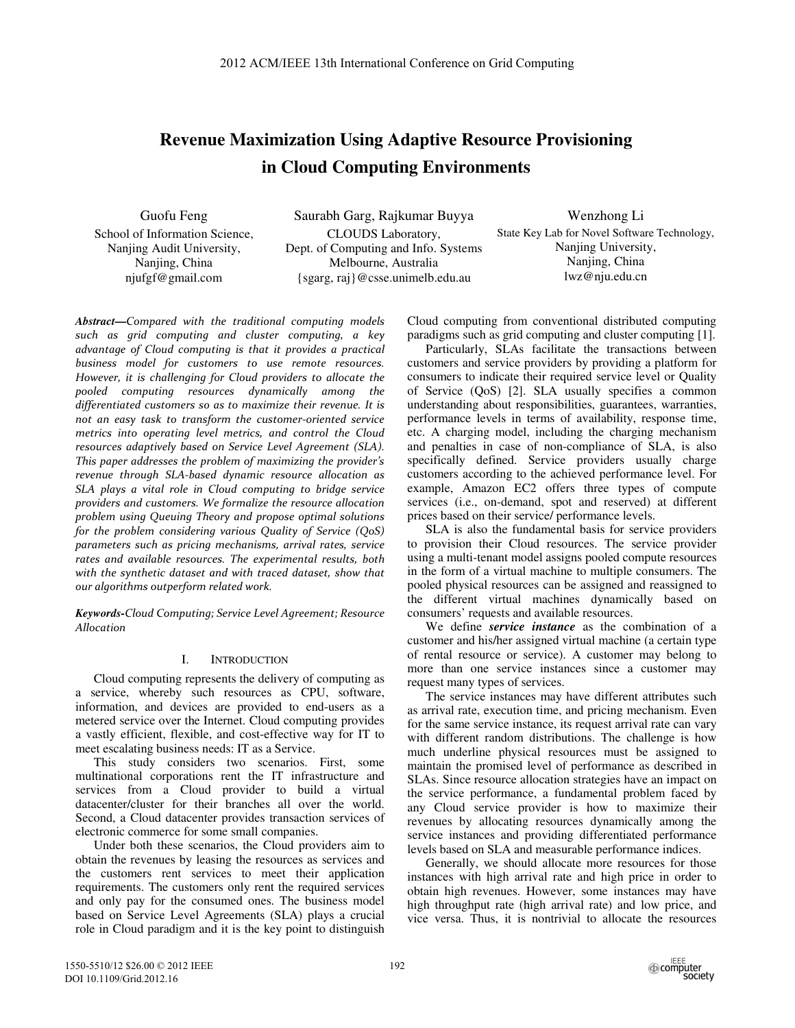# Revenue Maximization Using Adaptive Resource Provisioning in Cloud Computing Environments

Guofu Feng
School of Information Science,
Nanjing Audit University,
Nanjing, China
njufgf@gmail.com

Saurabh Garg, Rajkumar Buyya
CLOUDS Laboratory,
Dept. of Computing and Info. Systems
Melbourne, Australia
{sgarg, raj}@csse.unimelb.edu.au

Wenzhong Li
State Key Lab for Novel Software Technology,
Nanjing University,
Nanjing, China
lwz@nju.edu.cn

***Abstract*—*Compared with the traditional computing models such as grid computing and cluster computing, a key advantage of Cloud computing is that it provides a practical business model for customers to use remote resources. However, it is challenging for Cloud providers to allocate the pooled computing resources dynamically among the differentiated customers so as to maximize their revenue. It is not an easy task to transform the customer-oriented service metrics into operating level metrics, and control the Cloud resources adaptively based on Service Level Agreement (SLA). This paper addresses the problem of maximizing the provider's revenue through SLA-based dynamic resource allocation as SLA plays a vital role in Cloud computing to bridge service providers and customers. We formalize the resource allocation problem using Queuing Theory and propose optimal solutions for the problem considering various Quality of Service (QoS) parameters such as pricing mechanisms, arrival rates, service rates and available resources. The experimental results, both with the synthetic dataset and with traced dataset, show that our algorithms outperform related work.***

***Keywords*-*Cloud Computing; Service Level Agreement; Resource Allocation***

## I. Introduction

Cloud computing represents the delivery of computing as a service, whereby such resources as CPU, software, information, and devices are provided to end-users as a metered service over the Internet. Cloud computing provides a vastly efficient, flexible, and cost-effective way for IT to meet escalating business needs: IT as a Service.

This study considers two scenarios. First, some multinational corporations rent the IT infrastructure and services from a Cloud provider to build a virtual datacenter/cluster for their branches all over the world. Second, a Cloud datacenter provides transaction services of electronic commerce for some small companies.

Under both these scenarios, the Cloud providers aim to obtain the revenues by leasing the resources as services and the customers rent services to meet their application requirements. The customers only rent the required services and only pay for the consumed ones. The business model based on Service Level Agreements (SLA) plays a crucial role in Cloud paradigm and it is the key point to distinguish Cloud computing from conventional distributed computing paradigms such as grid computing and cluster computing [1].

Particularly, SLAs facilitate the transactions between customers and service providers by providing a platform for consumers to indicate their required service level or Quality of Service (QoS) [2]. SLA usually specifies a common understanding about responsibilities, guarantees, warranties, performance levels in terms of availability, response time, etc. A charging model, including the charging mechanism and penalties in case of non-compliance of SLA, is also specifically defined. Service providers usually charge customers according to the achieved performance level. For example, Amazon EC2 offers three types of compute services (i.e., on-demand, spot and reserved) at different prices based on their service/ performance levels.

SLA is also the fundamental basis for service providers to provision their Cloud resources. The service provider using a multi-tenant model assigns pooled compute resources in the form of a virtual machine to multiple consumers. The pooled physical resources can be assigned and reassigned to the different virtual machines dynamically based on consumers' requests and available resources.

We define ***service instance*** as the combination of a customer and his/her assigned virtual machine (a certain type of rental resource or service). A customer may belong to more than one service instances since a customer may request many types of services.

The service instances may have different attributes such as arrival rate, execution time, and pricing mechanism. Even for the same service instance, its request arrival rate can vary with different random distributions. The challenge is how much underline physical resources must be assigned to maintain the promised level of performance as described in SLAs. Since resource allocation strategies have an impact on the service performance, a fundamental problem faced by any Cloud service provider is how to maximize their revenues by allocating resources dynamically among the service instances and providing differentiated performance levels based on SLA and measurable performance indices.

Generally, we should allocate more resources for those instances with high arrival rate and high price in order to obtain high revenues. However, some instances may have high throughput rate (high arrival rate) and low price, and vice versa. Thus, it is nontrivial to allocate the resources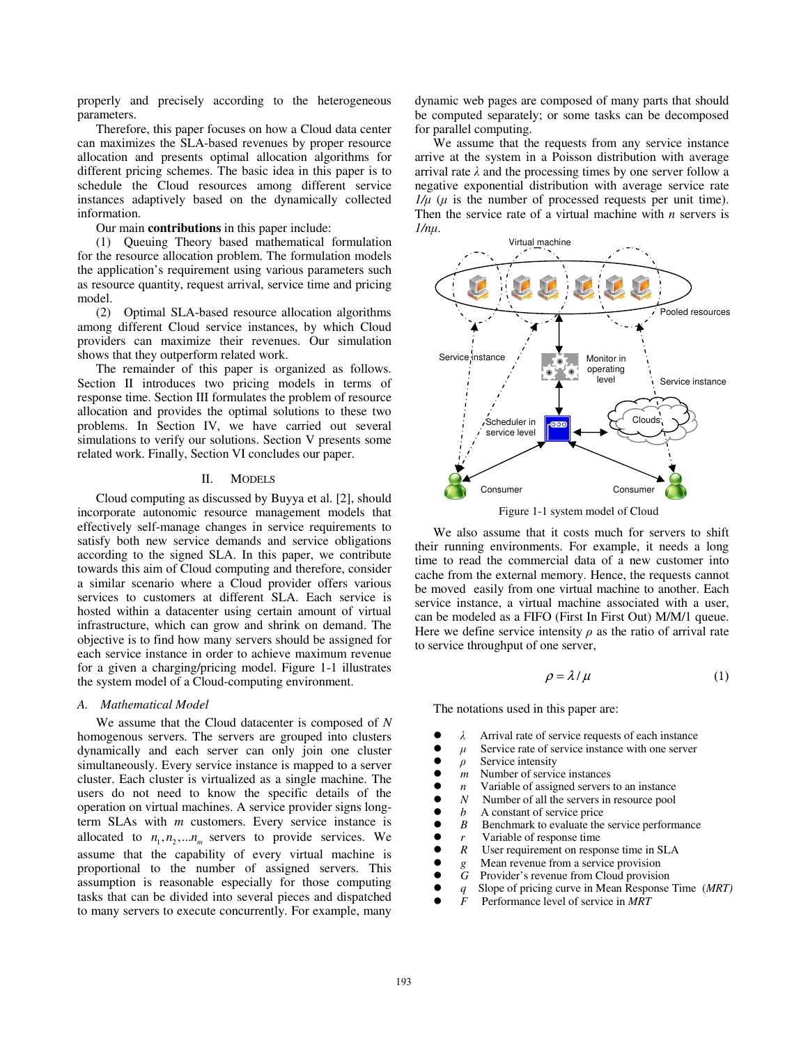properly and precisely according to the heterogeneous parameters.

Therefore, this paper focuses on how a Cloud data center can maximizes the SLA-based revenues by proper resource allocation and presents optimal allocation algorithms for different pricing schemes. The basic idea in this paper is to schedule the Cloud resources among different service instances adaptively based on the dynamically collected information.

Our main **contributions** in this paper include:

(1) Queuing Theory based mathematical formulation for the resource allocation problem. The formulation models the application's requirement using various parameters such as resource quantity, request arrival, service time and pricing model.

(2) Optimal SLA-based resource allocation algorithms among different Cloud service instances, by which Cloud providers can maximize their revenues. Our simulation shows that they outperform related work.

The remainder of this paper is organized as follows. Section II introduces two pricing models in terms of response time. Section III formulates the problem of resource allocation and provides the optimal solutions to these two problems. In Section IV, we have carried out several simulations to verify our solutions. Section V presents some related work. Finally, Section VI concludes our paper.

## II. MODELS

Cloud computing as discussed by Buyya et al. [2], should incorporate autonomic resource management models that effectively self-manage changes in service requirements to satisfy both new service demands and service obligations according to the signed SLA. In this paper, we contribute towards this aim of Cloud computing and therefore, consider a similar scenario where a Cloud provider offers various services to customers at different SLA. Each service is hosted within a datacenter using certain amount of virtual infrastructure, which can grow and shrink on demand. The objective is to find how many servers should be assigned for each service instance in order to achieve maximum revenue for a given a charging/pricing model. Figure 1-1 illustrates the system model of a Cloud-computing environment.

### A. Mathematical Model

We assume that the Cloud datacenter is composed of $N$ homogenous servers. The servers are grouped into clusters dynamically and each server can only join one cluster simultaneously. Every service instance is mapped to a server cluster. Each cluster is virtualized as a single machine. The users do not need to know the specific details of the operation on virtual machines. A service provider signs long-term SLAs with $m$ customers. Every service instance is allocated to $n_1, n_2, \ldots n_m$ servers to provide services. We assume that the capability of every virtual machine is proportional to the number of assigned servers. This assumption is reasonable especially for those computing tasks that can be divided into several pieces and dispatched to many servers to execute concurrently. For example, many dynamic web pages are composed of many parts that should be computed separately; or some tasks can be decomposed for parallel computing.

We assume that the requests from any service instance arrive at the system in a Poisson distribution with average arrival rate $\lambda$ and the processing times by one server follow a negative exponential distribution with average service rate $1/\mu$ ($\mu$ is the number of processed requests per unit time). Then the service rate of a virtual machine with $n$ servers is $1/n\mu$.

Virtual machine

Pooled resources

Service instance

Monitor in operating level

Service instance

Clouds

Scheduler in service level

Consumer

Consumer

Figure 1-1 system model of Cloud

We also assume that it costs much for servers to shift their running environments. For example, it needs a long time to read the commercial data of a new customer into cache from the external memory. Hence, the requests cannot be moved easily from one virtual machine to another. Each service instance, a virtual machine associated with a user, can be modeled as a FIFO (First In First Out) M/M/1 queue. Here we define service intensity $\rho$ as the ratio of arrival rate to service throughput of one server,

$$\rho = \lambda / \mu \tag{1}$$

The notations used in this paper are:

- $\lambda$ Arrival rate of service requests of each instance
- $\mu$ Service rate of service instance with one server
- $\rho$ Service intensity
- $m$ Number of service instances
- $n$ Variable of assigned servers to an instance
- $N$ Number of all the servers in resource pool
- $b$ A constant of service price
- $B$ Benchmark to evaluate the service performance
- $r$ Variable of response time
- $R$ User requirement on response time in SLA
- $g$ Mean revenue from a service provision
- $G$ Provider's revenue from Cloud provision
- $q$ Slope of pricing curve in Mean Response Time (*MRT*)
- $F$ Performance level of service in *MRT*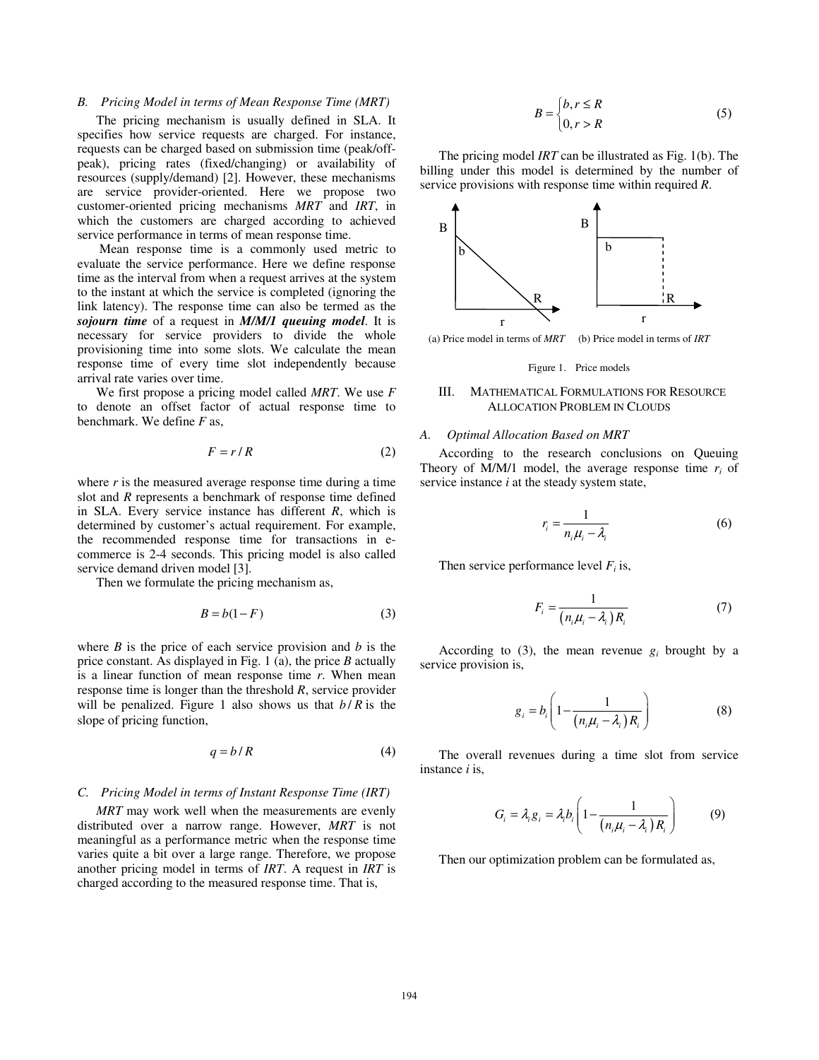### B. Pricing Model in terms of Mean Response Time (MRT)

The pricing mechanism is usually defined in SLA. It specifies how service requests are charged. For instance, requests can be charged based on submission time (peak/off-peak), pricing rates (fixed/changing) or availability of resources (supply/demand) [2]. However, these mechanisms are service provider-oriented. Here we propose two customer-oriented pricing mechanisms *MRT* and *IRT*, in which the customers are charged according to achieved service performance in terms of mean response time.

Mean response time is a commonly used metric to evaluate the service performance. Here we define response time as the interval from when a request arrives at the system to the instant at which the service is completed (ignoring the link latency). The response time can also be termed as the ***sojourn time*** of a request in ***M/M/1 queuing model***. It is necessary for service providers to divide the whole provisioning time into some slots. We calculate the mean response time of every time slot independently because arrival rate varies over time.

We first propose a pricing model called *MRT*. We use $F$ to denote an offset factor of actual response time to benchmark. We define $F$ as,

$$F = r / R \tag{2}$$

where $r$ is the measured average response time during a time slot and $R$ represents a benchmark of response time defined in SLA. Every service instance has different $R$, which is determined by customer's actual requirement. For example, the recommended response time for transactions in e-commerce is 2-4 seconds. This pricing model is also called service demand driven model [3].

Then we formulate the pricing mechanism as,

$$B = b(1 - F) \tag{3}$$

where $B$ is the price of each service provision and $b$ is the price constant. As displayed in Fig. 1 (a), the price $B$ actually is a linear function of mean response time $r$. When mean response time is longer than the threshold $R$, service provider will be penalized. Figure 1 also shows us that $b / R$ is the slope of pricing function,

$$q = b / R \tag{4}$$

### C. Pricing Model in terms of Instant Response Time (IRT)

*MRT* may work well when the measurements are evenly distributed over a narrow range. However, *MRT* is not meaningful as a performance metric when the response time varies quite a bit over a large range. Therefore, we propose another pricing model in terms of *IRT*. A request in *IRT* is charged according to the measured response time. That is,

$$B = \begin{cases} b, r \le R \\ 0, r > R \end{cases} \tag{5}$$

The pricing model *IRT* can be illustrated as Fig. 1(b). The billing under this model is determined by the number of service provisions with response time within required $R$.

(a) Price model in terms of *MRT* (b) Price model in terms of *IRT*

Figure 1. Price models

## III. Mathematical Formulations for Resource Allocation Problem in Clouds

### A. Optimal Allocation Based on MRT

According to the research conclusions on Queuing Theory of M/M/1 model, the average response time $r_i$ of service instance $i$ at the steady system state,

$$r_i = \frac{1}{n_i \mu_i - \lambda_i} \tag{6}$$

Then service performance level $F_i$ is,

$$F_i = \frac{1}{\left(n_i \mu_i - \lambda_i\right) R_i} \tag{7}$$

According to (3), the mean revenue $g_i$ brought by a service provision is,

$$g_i = b_i \left( 1 - \frac{1}{\left(n_i \mu_i - \lambda_i\right) R_i} \right) \tag{8}$$

The overall revenues during a time slot from service instance $i$ is,

$$G_i = \lambda_i g_i = \lambda_i b_i \left( 1 - \frac{1}{\left(n_i \mu_i - \lambda_i\right) R_i} \right) \tag{9}$$

Then our optimization problem can be formulated as,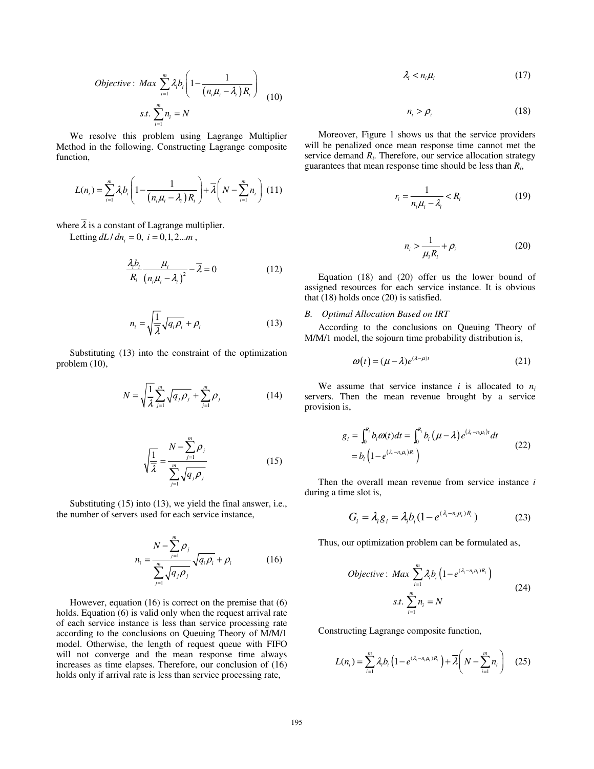$$Objective: \ Max \ \sum_{i=1}^{m} \lambda_i b_i \left( 1 - \frac{1}{\left(n_i \mu_i - \lambda_i\right) R_i} \right)$$
$$s.t. \ \sum_{i=1}^{m} n_i = N \tag{10}$$

We resolve this problem using Lagrange Multiplier Method in the following. Constructing Lagrange composite function,

$$L(n_i) = \sum_{i=1}^{m} \lambda_i b_i \left( 1 - \frac{1}{\left(n_i \mu_i - \lambda_i\right) R_i} \right) + \overline{\lambda} \left( N - \sum_{i=1}^{m} n_i \right) \tag{11}$$

where $\overline{\lambda}$ is a constant of Lagrange multiplier.

Letting $dL / dn_i = 0, \ i = 0,1,2...m$,

$$\frac{\lambda_i b_i}{R_i} \frac{\mu_i}{\left(n_i \mu_i - \lambda_i\right)^2} - \overline{\lambda} = 0 \tag{12}$$

$$n_i = \sqrt{\frac{1}{\overline{\lambda}}} \sqrt{q_i \rho_i} + \rho_i \tag{13}$$

Substituting (13) into the constraint of the optimization problem (10),

$$N = \sqrt{\frac{1}{\overline{\lambda}}} \sum_{j=1}^{m} \sqrt{q_j \rho_j} + \sum_{j=1}^{m} \rho_j \tag{14}$$

$$\sqrt{\frac{1}{\overline{\lambda}}} = \frac{N - \sum_{j=1}^{m} \rho_j}{\sum_{j=1}^{m} \sqrt{q_j \rho_j}} \tag{15}$$

Substituting (15) into (13), we yield the final answer, i.e., the number of servers used for each service instance,

$$n_i = \frac{N - \sum_{j=1}^{m} \rho_j}{\sum_{j=1}^{m} \sqrt{q_j \rho_j}} \sqrt{q_i \rho_i} + \rho_i \tag{16}$$

However, equation (16) is correct on the premise that (6) holds. Equation (6) is valid only when the request arrival rate of each service instance is less than service processing rate according to the conclusions on Queuing Theory of M/M/1 model. Otherwise, the length of request queue with FIFO will not converge and the mean response time always increases as time elapses. Therefore, our conclusion of (16) holds only if arrival rate is less than service processing rate,

$$\lambda_i < n_i \mu_i \tag{17}$$

$$n_i > \rho_i \tag{18}$$

Moreover, Figure 1 shows us that the service providers will be penalized once mean response time cannot met the service demand $R_i$. Therefore, our service allocation strategy guarantees that mean response time should be less than $R_i$,

$$r_i = \frac{1}{n_i \mu_i - \lambda_i} < R_i \tag{19}$$

$$n_i > \frac{1}{\mu_i R_i} + \rho_i \tag{20}$$

Equation (18) and (20) offer us the lower bound of assigned resources for each service instance. It is obvious that (18) holds once (20) is satisfied.

### B. Optimal Allocation Based on IRT

According to the conclusions on Queuing Theory of M/M/1 model, the sojourn time probability distribution is,

$$\omega(t) = (\mu - \lambda) e^{(\lambda - \mu)t} \tag{21}$$

We assume that service instance $i$ is allocated to $n_i$ servers. Then the mean revenue brought by a service provision is,

$$g_i = \int_0^{R_i} b_i \omega(t) dt = \int_0^{R_i} b_i \left(\mu - \lambda\right) e^{\left(\lambda_i - n_i \mu_i\right)t} dt$$
$$= b_i \left(1 - e^{\left(\lambda_i - n_i \mu_i\right) R_i}\right) \tag{22}$$

Then the overall mean revenue from service instance $i$ during a time slot is,

$$G_i = \lambda_i g_i = \lambda_i b_i (1 - e^{\left(\lambda_i - n_i \mu_i\right) R_i}) \tag{23}$$

Thus, our optimization problem can be formulated as,

$$Objective: \ Max \ \sum_{i=1}^{m} \lambda_i b_i \left(1 - e^{\left(\lambda_i - n_i \mu_i\right) R_i}\right)$$
$$s.t. \ \sum_{i=1}^{m} n_i = N \tag{24}$$

Constructing Lagrange composite function,

$$L(n_i) = \sum_{i=1}^{m} \lambda_i b_i \left(1 - e^{\left(\lambda_i - n_i \mu_i\right) R_i}\right) + \overline{\lambda} \left( N - \sum_{i=1}^{m} n_i \right) \tag{25}$$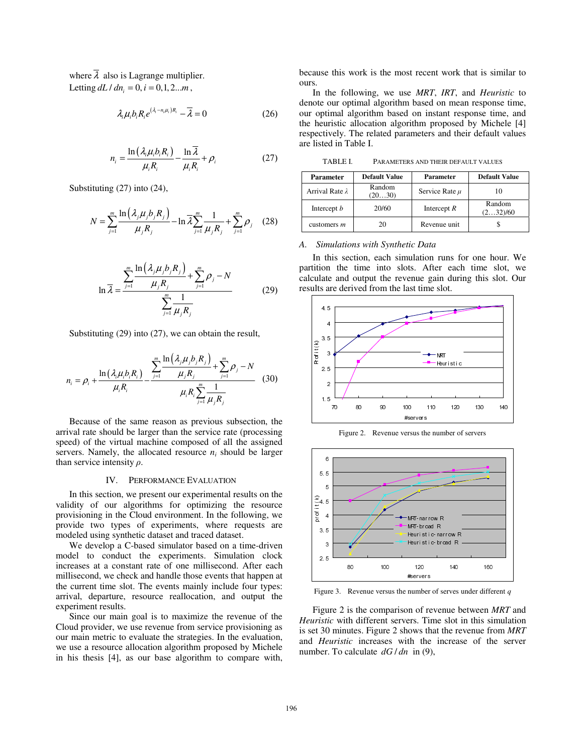where $\bar{\lambda}$ also is Lagrange multiplier.

Letting $dL / dn_i = 0, i = 0,1,2...m$,

$$\lambda_i \mu_i b_i R_i e^{(\lambda_i - n_i \mu_i) R_i} - \bar{\lambda} = 0 \tag{26}$$

$$n_i = \frac{\ln(\lambda_i \mu_i b_i R_i)}{\mu_i R_i} - \frac{\ln \bar{\lambda}}{\mu_i R_i} + \rho_i \tag{27}$$

Substituting (27) into (24),

$$N = \sum_{j=1}^{m} \frac{\ln(\lambda_j \mu_j b_j R_j)}{\mu_j R_j} - \ln \bar{\lambda} \sum_{j=1}^{m} \frac{1}{\mu_j R_j} + \sum_{j=1}^{m} \rho_j \tag{28}$$

$$\ln \bar{\lambda} = \frac{\sum_{j=1}^{m} \frac{\ln(\lambda_j \mu_j b_j R_j)}{\mu_j R_j} + \sum_{j=1}^{m} \rho_j - N}{\sum_{j=1}^{m} \frac{1}{\mu_j R_j}} \tag{29}$$

Substituting (29) into (27), we can obtain the result,

$$n_i = \rho_i + \frac{\ln(\lambda_i \mu_i b_i R_i)}{\mu_i R_i} - \frac{\sum_{j=1}^{m} \frac{\ln(\lambda_j \mu_j b_j R_j)}{\mu_j R_j} + \sum_{j=1}^{m} \rho_j - N}{\mu_i R_i \sum_{j=1}^{m} \frac{1}{\mu_j R_j}} \tag{30}$$

Because of the same reason as previous subsection, the arrival rate should be larger than the service rate (processing speed) of the virtual machine composed of all the assigned servers. Namely, the allocated resource $n_i$ should be larger than service intensity $\rho$.

## IV. Performance Evaluation

In this section, we present our experimental results on the validity of our algorithms for optimizing the resource provisioning in the Cloud environment. In the following, we provide two types of experiments, where requests are modeled using synthetic dataset and traced dataset.

We develop a C-based simulator based on a time-driven model to conduct the experiments. Simulation clock increases at a constant rate of one millisecond. After each millisecond, we check and handle those events that happen at the current time slot. The events mainly include four types: arrival, departure, resource reallocation, and output the experiment results.

Since our main goal is to maximize the revenue of the Cloud provider, we use revenue from service provisioning as our main metric to evaluate the strategies. In the evaluation, we use a resource allocation algorithm proposed by Michele in his thesis [4], as our base algorithm to compare with, because this work is the most recent work that is similar to ours.

In the following, we use *MRT*, *IRT*, and *Heuristic* to denote our optimal algorithm based on mean response time, our optimal algorithm based on instant response time, and the heuristic allocation algorithm proposed by Michele [4] respectively. The related parameters and their default values are listed in Table I.

TABLE I. Parameters and their default values

| Parameter | Default Value | Parameter | Default Value |
|---|---|---|---|
| Arrival Rate $\lambda$ | Random (20…30) | Service Rate $\mu$ | 10 |
| Intercept $b$ | 20/60 | Intercept $R$ | Random (2…32)/60 |
| customers $m$ | 20 | Revenue unit | $ |

### A. Simulations with Synthetic Data

In this section, each simulation runs for one hour. We partition the time into slots. After each time slot, we calculate and output the revenue gain during this slot. Our results are derived from the last time slot.

Figure 2. Revenue versus the number of servers

Figure 3. Revenue versus the number of serves under different $q$

Figure 2 is the comparison of revenue between *MRT* and *Heuristic* with different servers. Time slot in this simulation is set 30 minutes. Figure 2 shows that the revenue from *MRT* and *Heuristic* increases with the increase of the server number. To calculate $dG / dn$ in (9),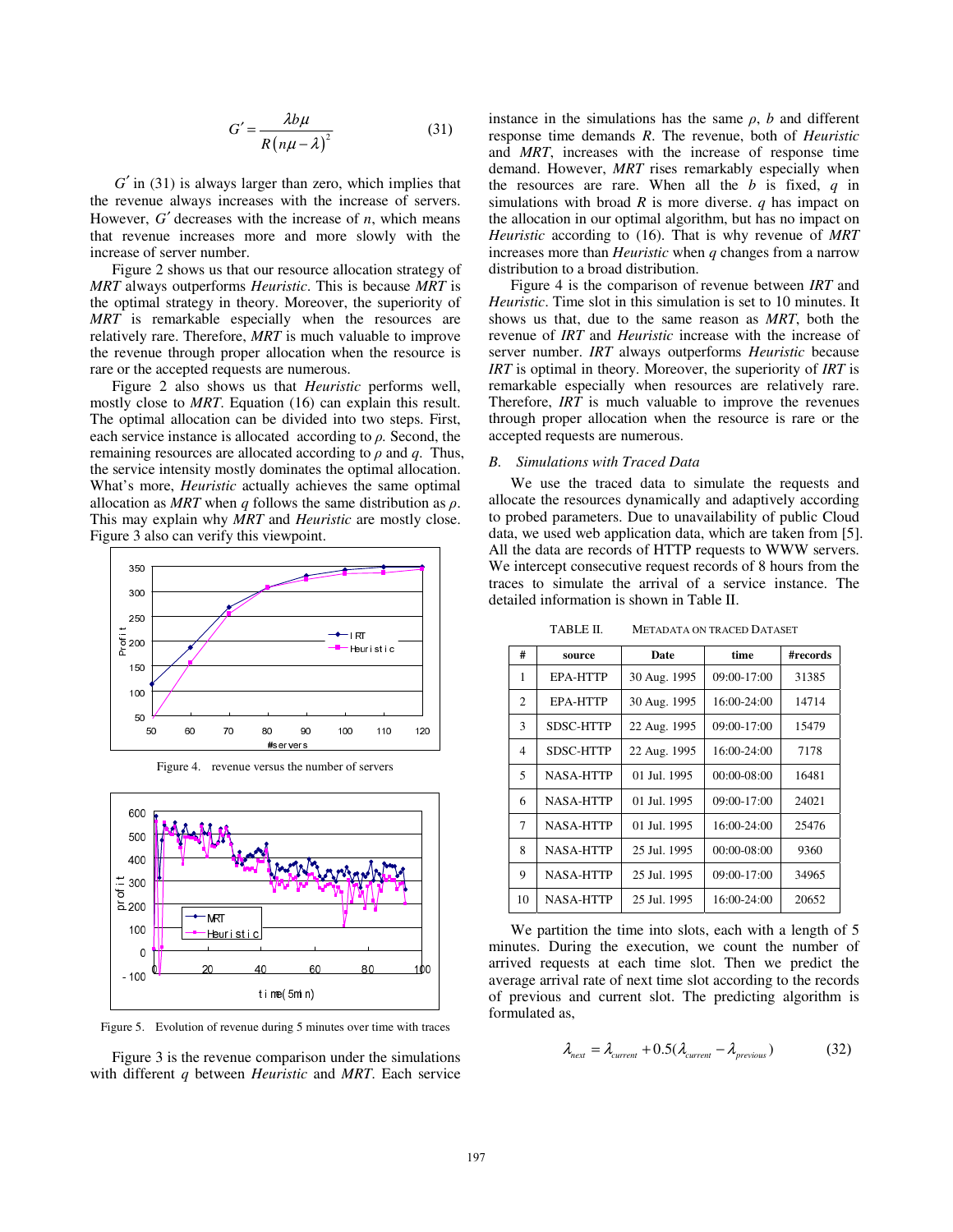$$G' = \frac{\lambda b \mu}{R(n\mu - \lambda)^2} \tag{31}$$

$G'$ in (31) is always larger than zero, which implies that the revenue always increases with the increase of servers. However, $G'$ decreases with the increase of $n$, which means that revenue increases more and more slowly with the increase of server number.

Figure 2 shows us that our resource allocation strategy of *MRT* always outperforms *Heuristic*. This is because *MRT* is the optimal strategy in theory. Moreover, the superiority of *MRT* is remarkable especially when the resources are relatively rare. Therefore, *MRT* is much valuable to improve the revenue through proper allocation when the resource is rare or the accepted requests are numerous.

Figure 2 also shows us that *Heuristic* performs well, mostly close to *MRT*. Equation (16) can explain this result. The optimal allocation can be divided into two steps. First, each service instance is allocated according to $\rho$. Second, the remaining resources are allocated according to $\rho$ and $q$. Thus, the service intensity mostly dominates the optimal allocation. What's more, *Heuristic* actually achieves the same optimal allocation as *MRT* when $q$ follows the same distribution as $\rho$. This may explain why *MRT* and *Heuristic* are mostly close. Figure 3 also can verify this viewpoint.

Figure 4. revenue versus the number of servers

Figure 5. Evolution of revenue during 5 minutes over time with traces

Figure 3 is the revenue comparison under the simulations with different $q$ between *Heuristic* and *MRT*. Each service instance in the simulations has the same $\rho$, $b$ and different response time demands $R$. The revenue, both of *Heuristic* and *MRT*, increases with the increase of response time demand. However, *MRT* rises remarkably especially when the resources are rare. When all the $b$ is fixed, $q$ in simulations with broad $R$ is more diverse. $q$ has impact on the allocation in our optimal algorithm, but has no impact on *Heuristic* according to (16). That is why revenue of *MRT* increases more than *Heuristic* when $q$ changes from a narrow distribution to a broad distribution.

Figure 4 is the comparison of revenue between *IRT* and *Heuristic*. Time slot in this simulation is set to 10 minutes. It shows us that, due to the same reason as *MRT*, both the revenue of *IRT* and *Heuristic* increase with the increase of server number. *IRT* always outperforms *Heuristic* because *IRT* is optimal in theory. Moreover, the superiority of *IRT* is remarkable especially when resources are relatively rare. Therefore, *IRT* is much valuable to improve the revenues through proper allocation when the resource is rare or the accepted requests are numerous.

### B. Simulations with Traced Data

We use the traced data to simulate the requests and allocate the resources dynamically and adaptively according to probed parameters. Due to unavailability of public Cloud data, we used web application data, which are taken from [5]. All the data are records of HTTP requests to WWW servers. We intercept consecutive request records of 8 hours from the traces to simulate the arrival of a service instance. The detailed information is shown in Table II.

TABLE II. METADATA ON TRACED DATASET

| # | source | Date | time | #records |
|---|---|---|---|---|
| 1 | EPA-HTTP | 30 Aug. 1995 | 09:00-17:00 | 31385 |
| 2 | EPA-HTTP | 30 Aug. 1995 | 16:00-24:00 | 14714 |
| 3 | SDSC-HTTP | 22 Aug. 1995 | 09:00-17:00 | 15479 |
| 4 | SDSC-HTTP | 22 Aug. 1995 | 16:00-24:00 | 7178 |
| 5 | NASA-HTTP | 01 Jul. 1995 | 00:00-08:00 | 16481 |
| 6 | NASA-HTTP | 01 Jul. 1995 | 09:00-17:00 | 24021 |
| 7 | NASA-HTTP | 01 Jul. 1995 | 16:00-24:00 | 25476 |
| 8 | NASA-HTTP | 25 Jul. 1995 | 00:00-08:00 | 9360 |
| 9 | NASA-HTTP | 25 Jul. 1995 | 09:00-17:00 | 34965 |
| 10 | NASA-HTTP | 25 Jul. 1995 | 16:00-24:00 | 20652 |

We partition the time into slots, each with a length of 5 minutes. During the execution, we count the number of arrived requests at each time slot. Then we predict the average arrival rate of next time slot according to the records of previous and current slot. The predicting algorithm is formulated as,

$$\lambda_{next} = \lambda_{current} + 0.5(\lambda_{current} - \lambda_{previous}) \tag{32}$$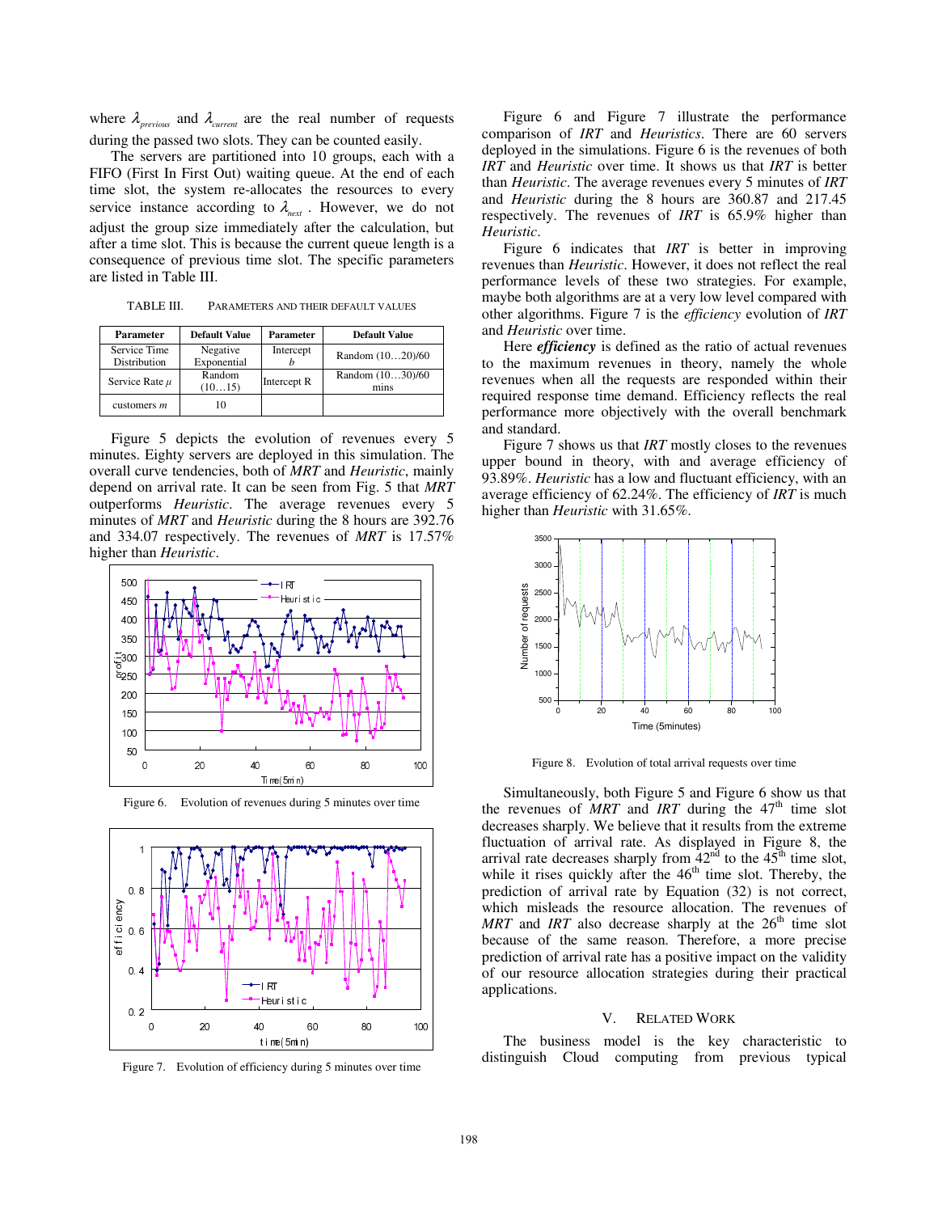where $\lambda_{previous}$ and $\lambda_{current}$ are the real number of requests during the passed two slots. They can be counted easily.

The servers are partitioned into 10 groups, each with a FIFO (First In First Out) waiting queue. At the end of each time slot, the system re-allocates the resources to every service instance according to $\lambda_{next}$. However, we do not adjust the group size immediately after the calculation, but after a time slot. This is because the current queue length is a consequence of previous time slot. The specific parameters are listed in Table III.

TABLE III. PARAMETERS AND THEIR DEFAULT VALUES

| Parameter | Default Value | Parameter | Default Value |
|---|---|---|---|
| Service Time Distribution | Negative Exponential | Intercept $b$ | Random (10…20)/60 |
| Service Rate $\mu$ | Random (10…15) | Intercept R | Random (10…30)/60 mins |
| customers $m$ | 10 | | |

Figure 5 depicts the evolution of revenues every 5 minutes. Eighty servers are deployed in this simulation. The overall curve tendencies, both of *MRT* and *Heuristic*, mainly depend on arrival rate. It can be seen from Fig. 5 that *MRT* outperforms *Heuristic*. The average revenues every 5 minutes of *MRT* and *Heuristic* during the 8 hours are 392.76 and 334.07 respectively. The revenues of *MRT* is 17.57% higher than *Heuristic*.

Figure 6. Evolution of revenues during 5 minutes over time

Figure 7. Evolution of efficiency during 5 minutes over time

Figure 6 and Figure 7 illustrate the performance comparison of *IRT* and *Heuristics*. There are 60 servers deployed in the simulations. Figure 6 is the revenues of both *IRT* and *Heuristic* over time. It shows us that *IRT* is better than *Heuristic*. The average revenues every 5 minutes of *IRT* and *Heuristic* during the 8 hours are 360.87 and 217.45 respectively. The revenues of *IRT* is 65.9% higher than *Heuristic*.

Figure 6 indicates that *IRT* is better in improving revenues than *Heuristic*. However, it does not reflect the real performance levels of these two strategies. For example, maybe both algorithms are at a very low level compared with other algorithms. Figure 7 is the *efficiency* evolution of *IRT* and *Heuristic* over time.

Here ***efficiency*** is defined as the ratio of actual revenues to the maximum revenues in theory, namely the whole revenues when all the requests are responded within their required response time demand. Efficiency reflects the real performance more objectively with the overall benchmark and standard.

Figure 7 shows us that *IRT* mostly closes to the revenues upper bound in theory, with and average efficiency of 93.89%. *Heuristic* has a low and fluctuant efficiency, with an average efficiency of 62.24%. The efficiency of *IRT* is much higher than *Heuristic* with 31.65%.

Figure 8. Evolution of total arrival requests over time

Simultaneously, both Figure 5 and Figure 6 show us that the revenues of *MRT* and *IRT* during the 47th time slot decreases sharply. We believe that it results from the extreme fluctuation of arrival rate. As displayed in Figure 8, the arrival rate decreases sharply from 42nd to the 45th time slot, while it rises quickly after the 46th time slot. Thereby, the prediction of arrival rate by Equation (32) is not correct, which misleads the resource allocation. The revenues of *MRT* and *IRT* also decrease sharply at the 26th time slot because of the same reason. Therefore, a more precise prediction of arrival rate has a positive impact on the validity of our resource allocation strategies during their practical applications.

## V. RELATED WORK

The business model is the key characteristic to distinguish Cloud computing from previous typical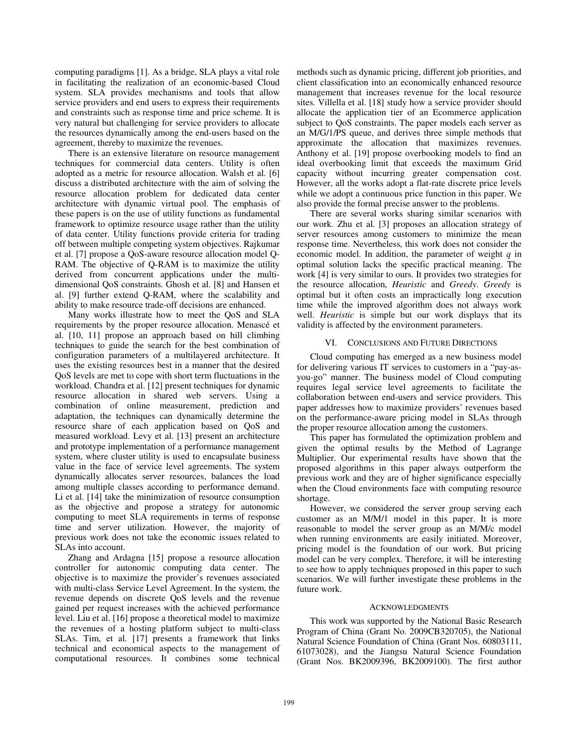computing paradigms [1]. As a bridge, SLA plays a vital role in facilitating the realization of an economic-based Cloud system. SLA provides mechanisms and tools that allow service providers and end users to express their requirements and constraints such as response time and price scheme. It is very natural but challenging for service providers to allocate the resources dynamically among the end-users based on the agreement, thereby to maximize the revenues.

There is an extensive literature on resource management techniques for commercial data centers. Utility is often adopted as a metric for resource allocation. Walsh et al. [6] discuss a distributed architecture with the aim of solving the resource allocation problem for dedicated data center architecture with dynamic virtual pool. The emphasis of these papers is on the use of utility functions as fundamental framework to optimize resource usage rather than the utility of data center. Utility functions provide criteria for trading off between multiple competing system objectives. Rajkumar et al. [7] propose a QoS-aware resource allocation model Q-RAM. The objective of Q-RAM is to maximize the utility derived from concurrent applications under the multi-dimensional QoS constraints. Ghosh et al. [8] and Hansen et al. [9] further extend Q-RAM, where the scalability and ability to make resource trade-off decisions are enhanced.

Many works illustrate how to meet the QoS and SLA requirements by the proper resource allocation. Menascé et al. [10, 11] propose an approach based on hill climbing techniques to guide the search for the best combination of configuration parameters of a multilayered architecture. It uses the existing resources best in a manner that the desired QoS levels are met to cope with short term fluctuations in the workload. Chandra et al. [12] present techniques for dynamic resource allocation in shared web servers. Using a combination of online measurement, prediction and adaptation, the techniques can dynamically determine the resource share of each application based on QoS and measured workload. Levy et al. [13] present an architecture and prototype implementation of a performance management system, where cluster utility is used to encapsulate business value in the face of service level agreements. The system dynamically allocates server resources, balances the load among multiple classes according to performance demand. Li et al. [14] take the minimization of resource consumption as the objective and propose a strategy for autonomic computing to meet SLA requirements in terms of response time and server utilization. However, the majority of previous work does not take the economic issues related to SLAs into account.

Zhang and Ardagna [15] propose a resource allocation controller for autonomic computing data center. The objective is to maximize the provider's revenues associated with multi-class Service Level Agreement. In the system, the revenue depends on discrete QoS levels and the revenue gained per request increases with the achieved performance level. Liu et al. [16] propose a theoretical model to maximize the revenues of a hosting platform subject to multi-class SLAs. Tim, et al. [17] presents a framework that links technical and economical aspects to the management of computational resources. It combines some technical methods such as dynamic pricing, different job priorities, and client classification into an economically enhanced resource management that increases revenue for the local resource sites. Villella et al. [18] study how a service provider should allocate the application tier of an Ecommerce application subject to QoS constraints. The paper models each server as an M/G/1/PS queue, and derives three simple methods that approximate the allocation that maximizes revenues. Anthony et al. [19] propose overbooking models to find an ideal overbooking limit that exceeds the maximum Grid capacity without incurring greater compensation cost. However, all the works adopt a flat-rate discrete price levels while we adopt a continuous price function in this paper. We also provide the formal precise answer to the problems.

There are several works sharing similar scenarios with our work. Zhu et al. [3] proposes an allocation strategy of server resources among customers to minimize the mean response time. Nevertheless, this work does not consider the economic model. In addition, the parameter of weight $q$ in optimal solution lacks the specific practical meaning. The work [4] is very similar to ours. It provides two strategies for the resource allocation, *Heuristic* and *Greedy*. *Greedy* is optimal but it often costs an impractically long execution time while the improved algorithm does not always work well. *Heuristic* is simple but our work displays that its validity is affected by the environment parameters.

## VI. Conclusions and Future Directions

Cloud computing has emerged as a new business model for delivering various IT services to customers in a "pay-as-you-go" manner. The business model of Cloud computing requires legal service level agreements to facilitate the collaboration between end-users and service providers. This paper addresses how to maximize providers' revenues based on the performance-aware pricing model in SLAs through the proper resource allocation among the customers.

This paper has formulated the optimization problem and given the optimal results by the Method of Lagrange Multiplier. Our experimental results have shown that the proposed algorithms in this paper always outperform the previous work and they are of higher significance especially when the Cloud environments face with computing resource shortage.

However, we considered the server group serving each customer as an M/M/1 model in this paper. It is more reasonable to model the server group as an M/M/c model when running environments are easily initiated. Moreover, pricing model is the foundation of our work. But pricing model can be very complex. Therefore, it will be interesting to see how to apply techniques proposed in this paper to such scenarios. We will further investigate these problems in the future work.

## Acknowledgments

This work was supported by the National Basic Research Program of China (Grant No. 2009CB320705), the National Natural Science Foundation of China (Grant Nos. 60803111, 61073028), and the Jiangsu Natural Science Foundation (Grant Nos. BK2009396, BK2009100). The first author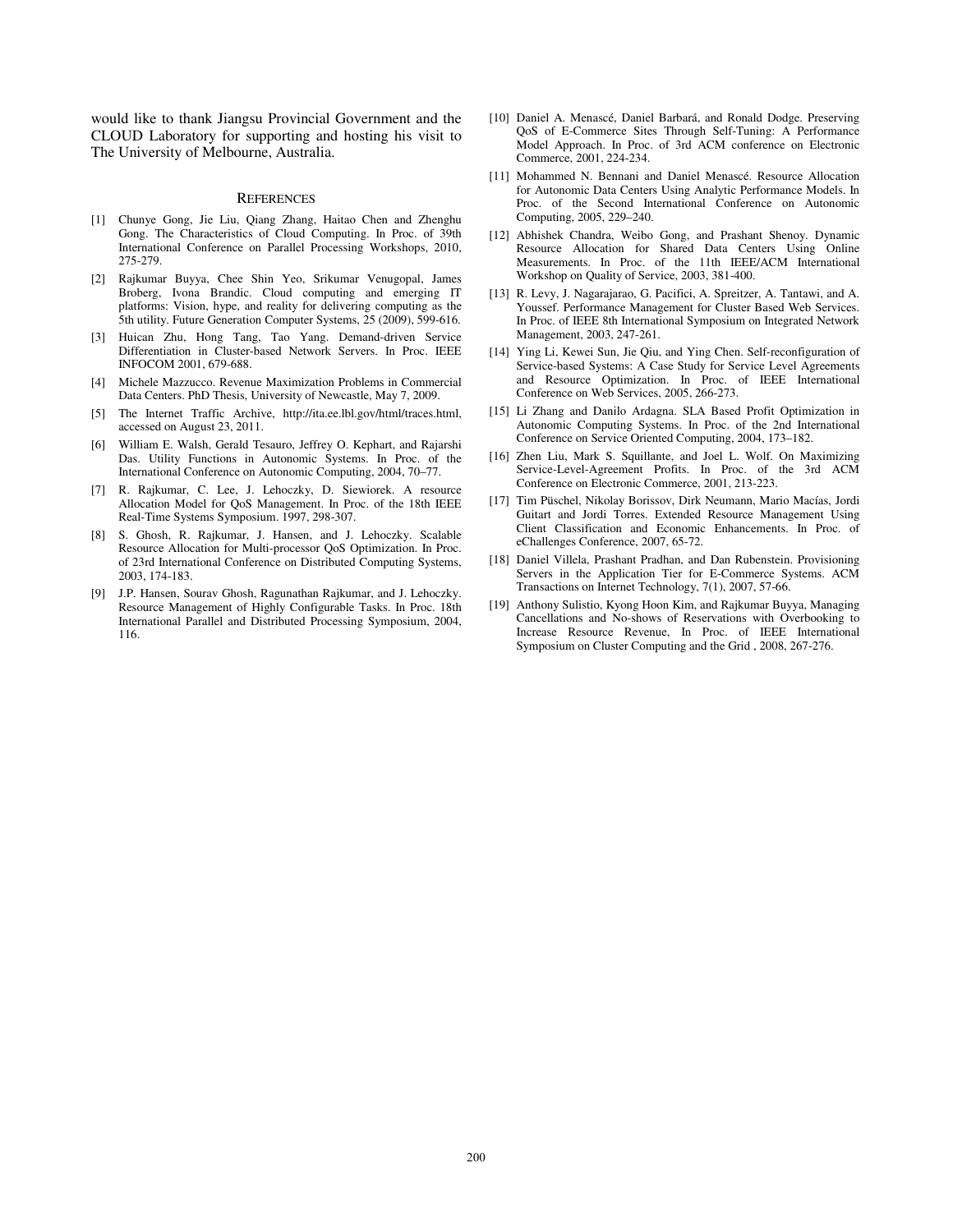would like to thank Jiangsu Provincial Government and the CLOUD Laboratory for supporting and hosting his visit to The University of Melbourne, Australia.

## REFERENCES

[1] Chunye Gong, Jie Liu, Qiang Zhang, Haitao Chen and Zhenghu Gong. The Characteristics of Cloud Computing. In Proc. of 39th International Conference on Parallel Processing Workshops, 2010, 275-279.

[2] Rajkumar Buyya, Chee Shin Yeo, Srikumar Venugopal, James Broberg, Ivona Brandic. Cloud computing and emerging IT platforms: Vision, hype, and reality for delivering computing as the 5th utility. Future Generation Computer Systems, 25 (2009), 599-616.

[3] Huican Zhu, Hong Tang, Tao Yang. Demand-driven Service Differentiation in Cluster-based Network Servers. In Proc. IEEE INFOCOM 2001, 679-688.

[4] Michele Mazzucco. Revenue Maximization Problems in Commercial Data Centers. PhD Thesis, University of Newcastle, May 7, 2009.

[5] The Internet Traffic Archive, http://ita.ee.lbl.gov/html/traces.html, accessed on August 23, 2011.

[6] William E. Walsh, Gerald Tesauro, Jeffrey O. Kephart, and Rajarshi Das. Utility Functions in Autonomic Systems. In Proc. of the International Conference on Autonomic Computing, 2004, 70–77.

[7] R. Rajkumar, C. Lee, J. Lehoczky, D. Siewiorek. A resource Allocation Model for QoS Management. In Proc. of the 18th IEEE Real-Time Systems Symposium. 1997, 298-307.

[8] S. Ghosh, R. Rajkumar, J. Hansen, and J. Lehoczky. Scalable Resource Allocation for Multi-processor QoS Optimization. In Proc. of 23rd International Conference on Distributed Computing Systems, 2003, 174-183.

[9] J.P. Hansen, Sourav Ghosh, Ragunathan Rajkumar, and J. Lehoczky. Resource Management of Highly Configurable Tasks. In Proc. 18th International Parallel and Distributed Processing Symposium, 2004, 116.

[10] Daniel A. Menascé, Daniel Barbará, and Ronald Dodge. Preserving QoS of E-Commerce Sites Through Self-Tuning: A Performance Model Approach. In Proc. of 3rd ACM conference on Electronic Commerce, 2001, 224-234.

[11] Mohammed N. Bennani and Daniel Menascé. Resource Allocation for Autonomic Data Centers Using Analytic Performance Models. In Proc. of the Second International Conference on Autonomic Computing, 2005, 229–240.

[12] Abhishek Chandra, Weibo Gong, and Prashant Shenoy. Dynamic Resource Allocation for Shared Data Centers Using Online Measurements. In Proc. of the 11th IEEE/ACM International Workshop on Quality of Service, 2003, 381-400.

[13] R. Levy, J. Nagarajarao, G. Pacifici, A. Spreitzer, A. Tantawi, and A. Youssef. Performance Management for Cluster Based Web Services. In Proc. of IEEE 8th International Symposium on Integrated Network Management, 2003, 247-261.

[14] Ying Li, Kewei Sun, Jie Qiu, and Ying Chen. Self-reconfiguration of Service-based Systems: A Case Study for Service Level Agreements and Resource Optimization. In Proc. of IEEE International Conference on Web Services, 2005, 266-273.

[15] Li Zhang and Danilo Ardagna. SLA Based Profit Optimization in Autonomic Computing Systems. In Proc. of the 2nd International Conference on Service Oriented Computing, 2004, 173–182.

[16] Zhen Liu, Mark S. Squillante, and Joel L. Wolf. On Maximizing Service-Level-Agreement Profits. In Proc. of the 3rd ACM Conference on Electronic Commerce, 2001, 213-223.

[17] Tim Püschel, Nikolay Borissov, Dirk Neumann, Mario Macías, Jordi Guitart and Jordi Torres. Extended Resource Management Using Client Classification and Economic Enhancements. In Proc. of eChallenges Conference, 2007, 65-72.

[18] Daniel Villela, Prashant Pradhan, and Dan Rubenstein. Provisioning Servers in the Application Tier for E-Commerce Systems. ACM Transactions on Internet Technology, 7(1), 2007, 57-66.

[19] Anthony Sulistio, Kyong Hoon Kim, and Rajkumar Buyya, Managing Cancellations and No-shows of Reservations with Overbooking to Increase Resource Revenue, In Proc. of IEEE International Symposium on Cluster Computing and the Grid , 2008, 267-276.